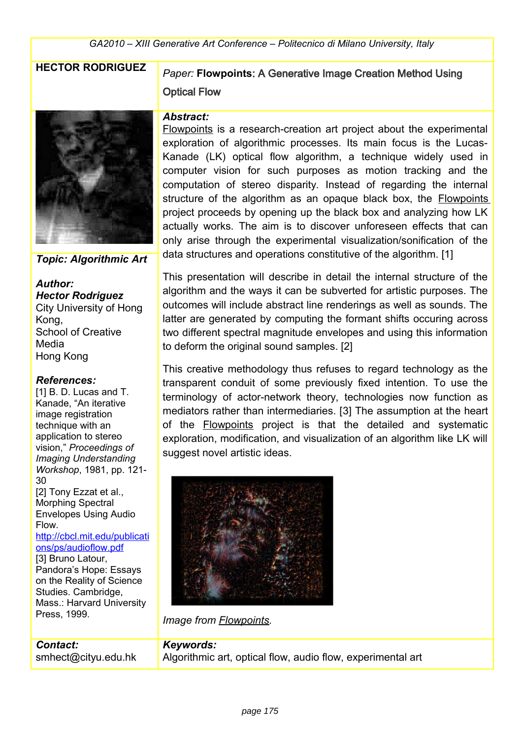**HECTOR RODRIGUEZ**

*Paper:* **Flowpoints: A Generative Image Creation Method Using Optical Flow**

***Topic: Algorithmic Art***

***Author:***
***Hector Rodriguez***
City University of Hong Kong,
School of Creative Media
Hong Kong

***References:***
[1] B. D. Lucas and T. Kanade, "An iterative image registration technique with an application to stereo vision," *Proceedings of Imaging Understanding Workshop*, 1981, pp. 121-30
[2] Tony Ezzat et al., Morphing Spectral Envelopes Using Audio Flow.
http://cbcl.mit.edu/publications/ps/audioflow.pdf
[3] Bruno Latour, Pandora's Hope: Essays on the Reality of Science Studies. Cambridge, Mass.: Harvard University Press, 1999.

***Abstract:***
Flowpoints is a research-creation art project about the experimental exploration of algorithmic processes. Its main focus is the Lucas-Kanade (LK) optical flow algorithm, a technique widely used in computer vision for such purposes as motion tracking and the computation of stereo disparity. Instead of regarding the internal structure of the algorithm as an opaque black box, the Flowpoints project proceeds by opening up the black box and analyzing how LK actually works. The aim is to discover unforeseen effects that can only arise through the experimental visualization/sonification of the data structures and operations constitutive of the algorithm. [1]

This presentation will describe in detail the internal structure of the algorithm and the ways it can be subverted for artistic purposes. The outcomes will include abstract line renderings as well as sounds. The latter are generated by computing the formant shifts occuring across two different spectral magnitude envelopes and using this information to deform the original sound samples. [2]

This creative methodology thus refuses to regard technology as the transparent conduit of some previously fixed intention. To use the terminology of actor-network theory, technologies now function as mediators rather than intermediaries. [3] The assumption at the heart of the Flowpoints project is that the detailed and systematic exploration, modification, and visualization of an algorithm like LK will suggest novel artistic ideas.

*Image from Flowpoints.*

***Contact:***
smhect@cityu.edu.hk

***Keywords:***
Algorithmic art, optical flow, audio flow, experimental art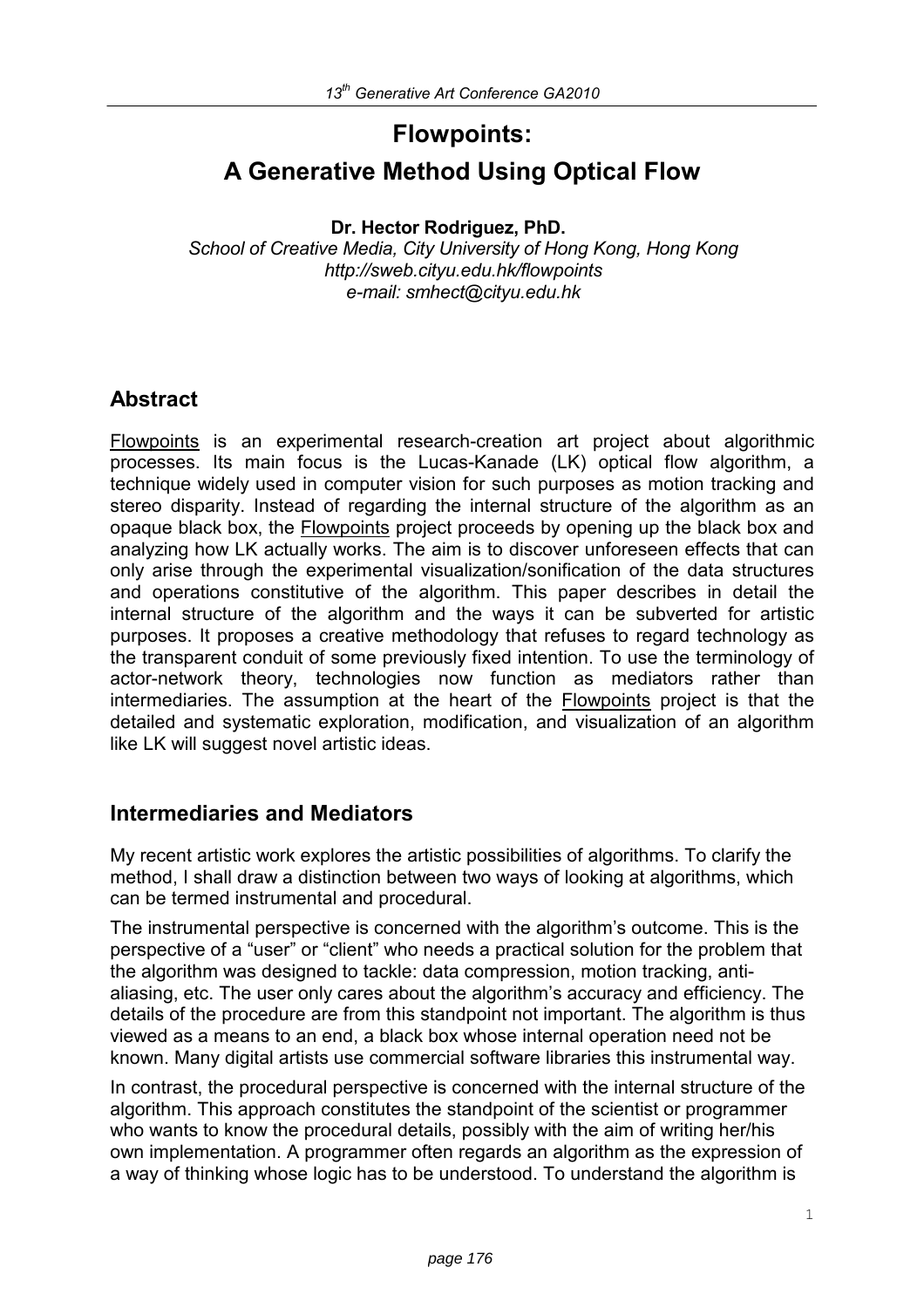# Flowpoints:

# A Generative Method Using Optical Flow

**Dr. Hector Rodriguez, PhD.**

*School of Creative Media, City University of Hong Kong, Hong Kong*
*http://sweb.cityu.edu.hk/flowpoints*
*e-mail: smhect@cityu.edu.hk*

## Abstract

Flowpoints is an experimental research-creation art project about algorithmic processes. Its main focus is the Lucas-Kanade (LK) optical flow algorithm, a technique widely used in computer vision for such purposes as motion tracking and stereo disparity. Instead of regarding the internal structure of the algorithm as an opaque black box, the Flowpoints project proceeds by opening up the black box and analyzing how LK actually works. The aim is to discover unforeseen effects that can only arise through the experimental visualization/sonification of the data structures and operations constitutive of the algorithm. This paper describes in detail the internal structure of the algorithm and the ways it can be subverted for artistic purposes. It proposes a creative methodology that refuses to regard technology as the transparent conduit of some previously fixed intention. To use the terminology of actor-network theory, technologies now function as mediators rather than intermediaries. The assumption at the heart of the Flowpoints project is that the detailed and systematic exploration, modification, and visualization of an algorithm like LK will suggest novel artistic ideas.

## Intermediaries and Mediators

My recent artistic work explores the artistic possibilities of algorithms. To clarify the method, I shall draw a distinction between two ways of looking at algorithms, which can be termed instrumental and procedural.

The instrumental perspective is concerned with the algorithm's outcome. This is the perspective of a "user" or "client" who needs a practical solution for the problem that the algorithm was designed to tackle: data compression, motion tracking, anti-aliasing, etc. The user only cares about the algorithm's accuracy and efficiency. The details of the procedure are from this standpoint not important. The algorithm is thus viewed as a means to an end, a black box whose internal operation need not be known. Many digital artists use commercial software libraries this instrumental way.

In contrast, the procedural perspective is concerned with the internal structure of the algorithm. This approach constitutes the standpoint of the scientist or programmer who wants to know the procedural details, possibly with the aim of writing her/his own implementation. A programmer often regards an algorithm as the expression of a way of thinking whose logic has to be understood. To understand the algorithm is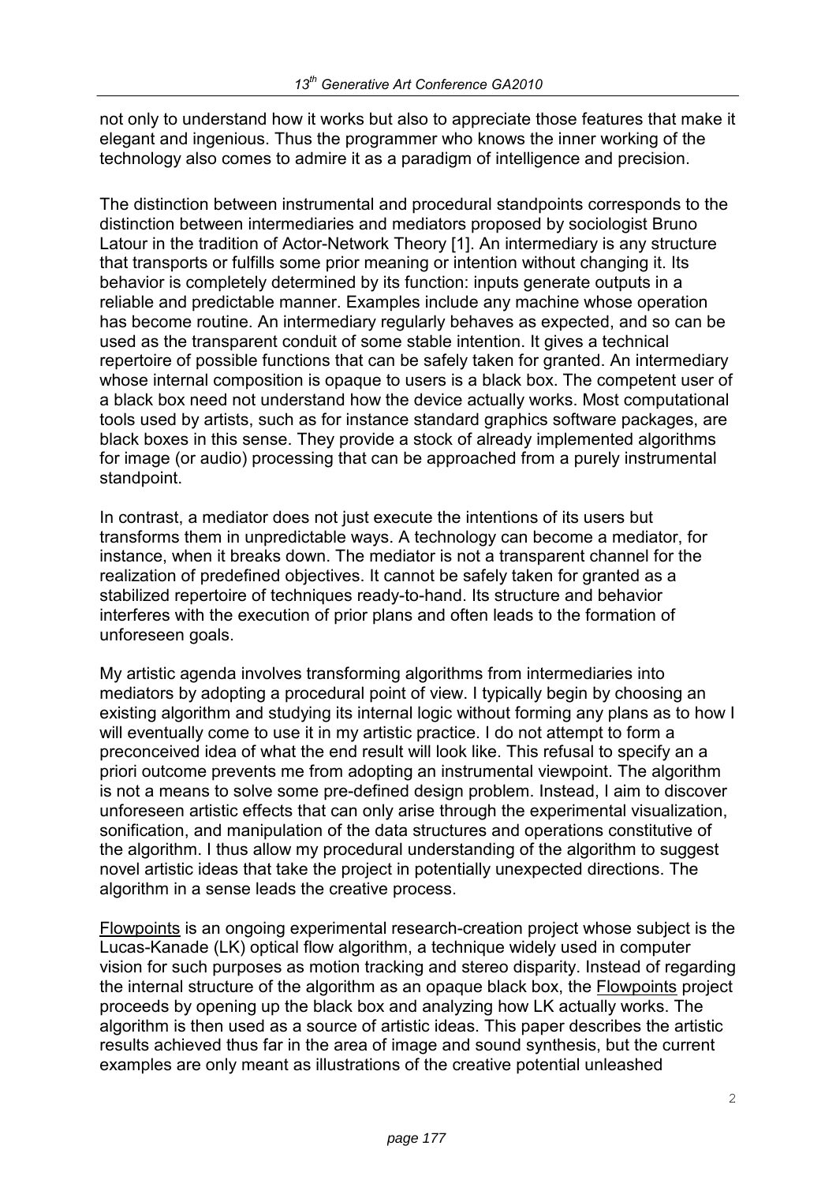not only to understand how it works but also to appreciate those features that make it elegant and ingenious. Thus the programmer who knows the inner working of the technology also comes to admire it as a paradigm of intelligence and precision.

The distinction between instrumental and procedural standpoints corresponds to the distinction between intermediaries and mediators proposed by sociologist Bruno Latour in the tradition of Actor-Network Theory [1]. An intermediary is any structure that transports or fulfills some prior meaning or intention without changing it. Its behavior is completely determined by its function: inputs generate outputs in a reliable and predictable manner. Examples include any machine whose operation has become routine. An intermediary regularly behaves as expected, and so can be used as the transparent conduit of some stable intention. It gives a technical repertoire of possible functions that can be safely taken for granted. An intermediary whose internal composition is opaque to users is a black box. The competent user of a black box need not understand how the device actually works. Most computational tools used by artists, such as for instance standard graphics software packages, are black boxes in this sense. They provide a stock of already implemented algorithms for image (or audio) processing that can be approached from a purely instrumental standpoint.

In contrast, a mediator does not just execute the intentions of its users but transforms them in unpredictable ways. A technology can become a mediator, for instance, when it breaks down. The mediator is not a transparent channel for the realization of predefined objectives. It cannot be safely taken for granted as a stabilized repertoire of techniques ready-to-hand. Its structure and behavior interferes with the execution of prior plans and often leads to the formation of unforeseen goals.

My artistic agenda involves transforming algorithms from intermediaries into mediators by adopting a procedural point of view. I typically begin by choosing an existing algorithm and studying its internal logic without forming any plans as to how I will eventually come to use it in my artistic practice. I do not attempt to form a preconceived idea of what the end result will look like. This refusal to specify an a priori outcome prevents me from adopting an instrumental viewpoint. The algorithm is not a means to solve some pre-defined design problem. Instead, I aim to discover unforeseen artistic effects that can only arise through the experimental visualization, sonification, and manipulation of the data structures and operations constitutive of the algorithm. I thus allow my procedural understanding of the algorithm to suggest novel artistic ideas that take the project in potentially unexpected directions. The algorithm in a sense leads the creative process.

Flowpoints is an ongoing experimental research-creation project whose subject is the Lucas-Kanade (LK) optical flow algorithm, a technique widely used in computer vision for such purposes as motion tracking and stereo disparity. Instead of regarding the internal structure of the algorithm as an opaque black box, the Flowpoints project proceeds by opening up the black box and analyzing how LK actually works. The algorithm is then used as a source of artistic ideas. This paper describes the artistic results achieved thus far in the area of image and sound synthesis, but the current examples are only meant as illustrations of the creative potential unleashed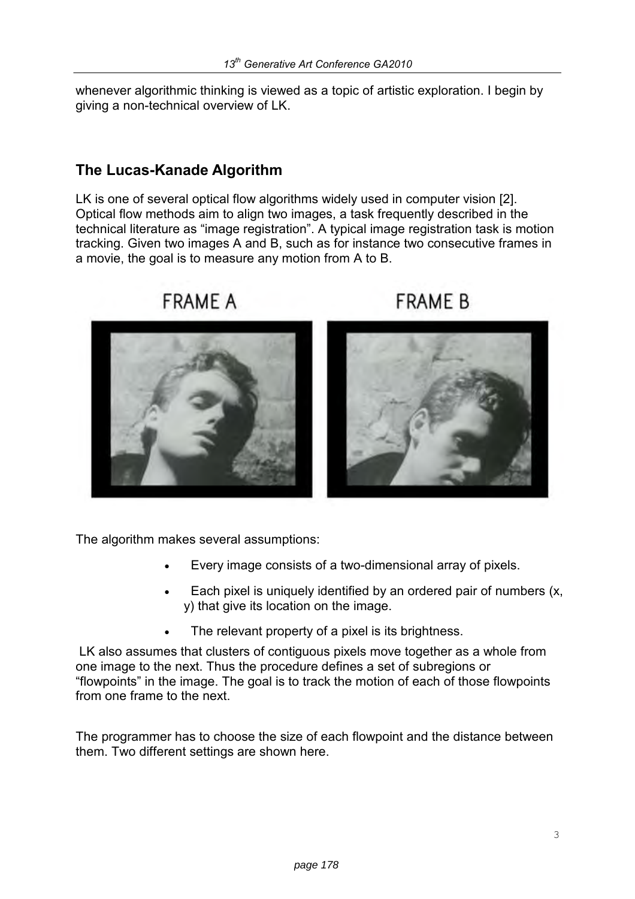whenever algorithmic thinking is viewed as a topic of artistic exploration. I begin by giving a non-technical overview of LK.

## The Lucas-Kanade Algorithm

LK is one of several optical flow algorithms widely used in computer vision [2]. Optical flow methods aim to align two images, a task frequently described in the technical literature as "image registration". A typical image registration task is motion tracking. Given two images A and B, such as for instance two consecutive frames in a movie, the goal is to measure any motion from A to B.

The algorithm makes several assumptions:

- Every image consists of a two-dimensional array of pixels.
- Each pixel is uniquely identified by an ordered pair of numbers (x, y) that give its location on the image.
- The relevant property of a pixel is its brightness.

LK also assumes that clusters of contiguous pixels move together as a whole from one image to the next. Thus the procedure defines a set of subregions or "flowpoints" in the image. The goal is to track the motion of each of those flowpoints from one frame to the next.

The programmer has to choose the size of each flowpoint and the distance between them. Two different settings are shown here.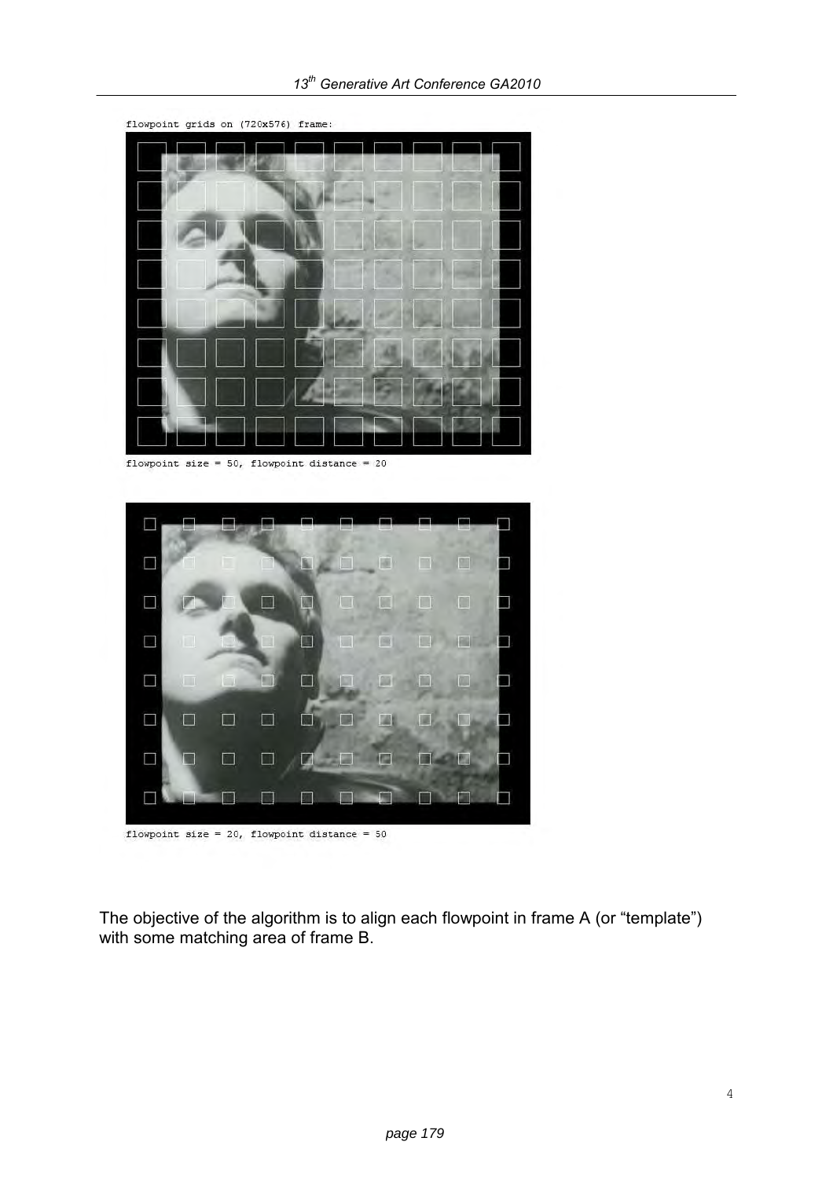flowpoint grids on (720x576) frame:

flowpoint size = 50, flowpoint distance = 20

flowpoint size = 20, flowpoint distance = 50

The objective of the algorithm is to align each flowpoint in frame A (or “template”) with some matching area of frame B.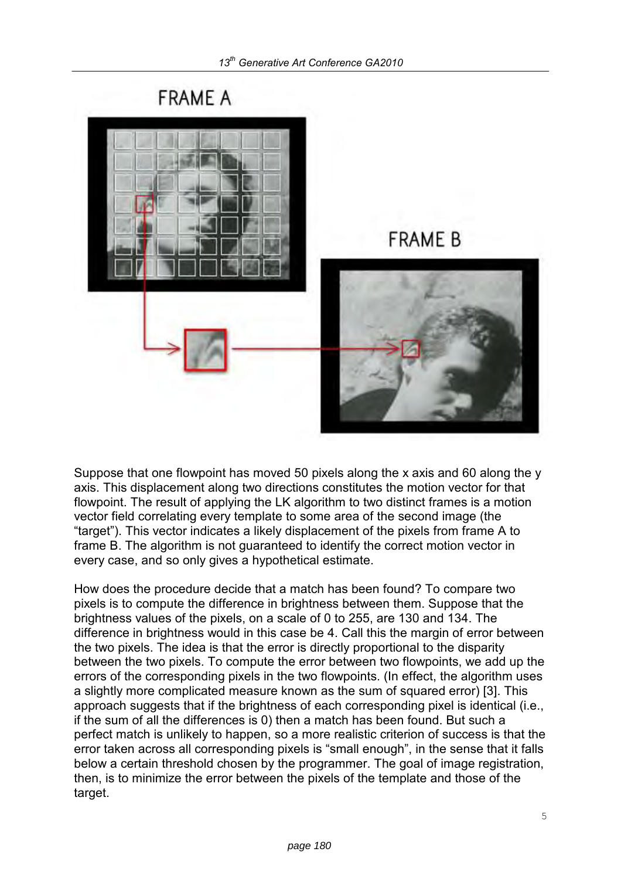Suppose that one flowpoint has moved 50 pixels along the x axis and 60 along the y axis. This displacement along two directions constitutes the motion vector for that flowpoint. The result of applying the LK algorithm to two distinct frames is a motion vector field correlating every template to some area of the second image (the "target"). This vector indicates a likely displacement of the pixels from frame A to frame B. The algorithm is not guaranteed to identify the correct motion vector in every case, and so only gives a hypothetical estimate.

How does the procedure decide that a match has been found? To compare two pixels is to compute the difference in brightness between them. Suppose that the brightness values of the pixels, on a scale of 0 to 255, are 130 and 134. The difference in brightness would in this case be 4. Call this the margin of error between the two pixels. The idea is that the error is directly proportional to the disparity between the two pixels. To compute the error between two flowpoints, we add up the errors of the corresponding pixels in the two flowpoints. (In effect, the algorithm uses a slightly more complicated measure known as the sum of squared error) [3]. This approach suggests that if the brightness of each corresponding pixel is identical (i.e., if the sum of all the differences is 0) then a match has been found. But such a perfect match is unlikely to happen, so a more realistic criterion of success is that the error taken across all corresponding pixels is "small enough", in the sense that it falls below a certain threshold chosen by the programmer. The goal of image registration, then, is to minimize the error between the pixels of the template and those of the target.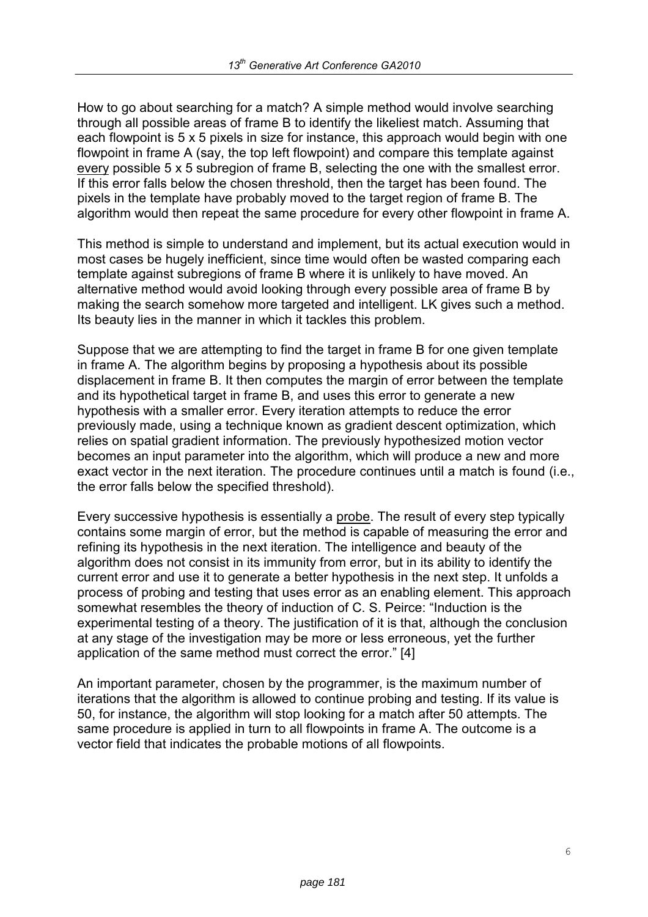How to go about searching for a match? A simple method would involve searching through all possible areas of frame B to identify the likeliest match. Assuming that each flowpoint is 5 x 5 pixels in size for instance, this approach would begin with one flowpoint in frame A (say, the top left flowpoint) and compare this template against <u>every</u> possible 5 x 5 subregion of frame B, selecting the one with the smallest error. If this error falls below the chosen threshold, then the target has been found. The pixels in the template have probably moved to the target region of frame B. The algorithm would then repeat the same procedure for every other flowpoint in frame A.

This method is simple to understand and implement, but its actual execution would in most cases be hugely inefficient, since time would often be wasted comparing each template against subregions of frame B where it is unlikely to have moved. An alternative method would avoid looking through every possible area of frame B by making the search somehow more targeted and intelligent. LK gives such a method. Its beauty lies in the manner in which it tackles this problem.

Suppose that we are attempting to find the target in frame B for one given template in frame A. The algorithm begins by proposing a hypothesis about its possible displacement in frame B. It then computes the margin of error between the template and its hypothetical target in frame B, and uses this error to generate a new hypothesis with a smaller error. Every iteration attempts to reduce the error previously made, using a technique known as gradient descent optimization, which relies on spatial gradient information. The previously hypothesized motion vector becomes an input parameter into the algorithm, which will produce a new and more exact vector in the next iteration. The procedure continues until a match is found (i.e., the error falls below the specified threshold).

Every successive hypothesis is essentially a <u>probe</u>. The result of every step typically contains some margin of error, but the method is capable of measuring the error and refining its hypothesis in the next iteration. The intelligence and beauty of the algorithm does not consist in its immunity from error, but in its ability to identify the current error and use it to generate a better hypothesis in the next step. It unfolds a process of probing and testing that uses error as an enabling element. This approach somewhat resembles the theory of induction of C. S. Peirce: "Induction is the experimental testing of a theory. The justification of it is that, although the conclusion at any stage of the investigation may be more or less erroneous, yet the further application of the same method must correct the error." [4]

An important parameter, chosen by the programmer, is the maximum number of iterations that the algorithm is allowed to continue probing and testing. If its value is 50, for instance, the algorithm will stop looking for a match after 50 attempts. The same procedure is applied in turn to all flowpoints in frame A. The outcome is a vector field that indicates the probable motions of all flowpoints.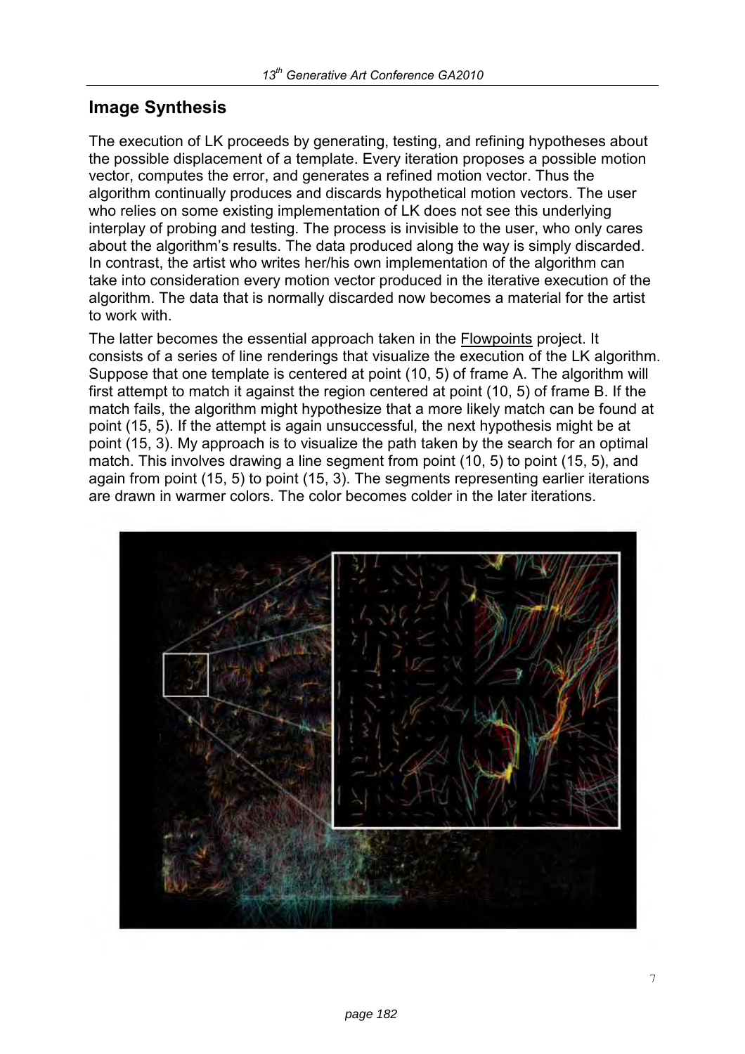## Image Synthesis

The execution of LK proceeds by generating, testing, and refining hypotheses about the possible displacement of a template. Every iteration proposes a possible motion vector, computes the error, and generates a refined motion vector. Thus the algorithm continually produces and discards hypothetical motion vectors. The user who relies on some existing implementation of LK does not see this underlying interplay of probing and testing. The process is invisible to the user, who only cares about the algorithm's results. The data produced along the way is simply discarded. In contrast, the artist who writes her/his own implementation of the algorithm can take into consideration every motion vector produced in the iterative execution of the algorithm. The data that is normally discarded now becomes a material for the artist to work with.

The latter becomes the essential approach taken in the Flowpoints project. It consists of a series of line renderings that visualize the execution of the LK algorithm. Suppose that one template is centered at point (10, 5) of frame A. The algorithm will first attempt to match it against the region centered at point (10, 5) of frame B. If the match fails, the algorithm might hypothesize that a more likely match can be found at point (15, 5). If the attempt is again unsuccessful, the next hypothesis might be at point (15, 3). My approach is to visualize the path taken by the search for an optimal match. This involves drawing a line segment from point (10, 5) to point (15, 5), and again from point (15, 5) to point (15, 3). The segments representing earlier iterations are drawn in warmer colors. The color becomes colder in the later iterations.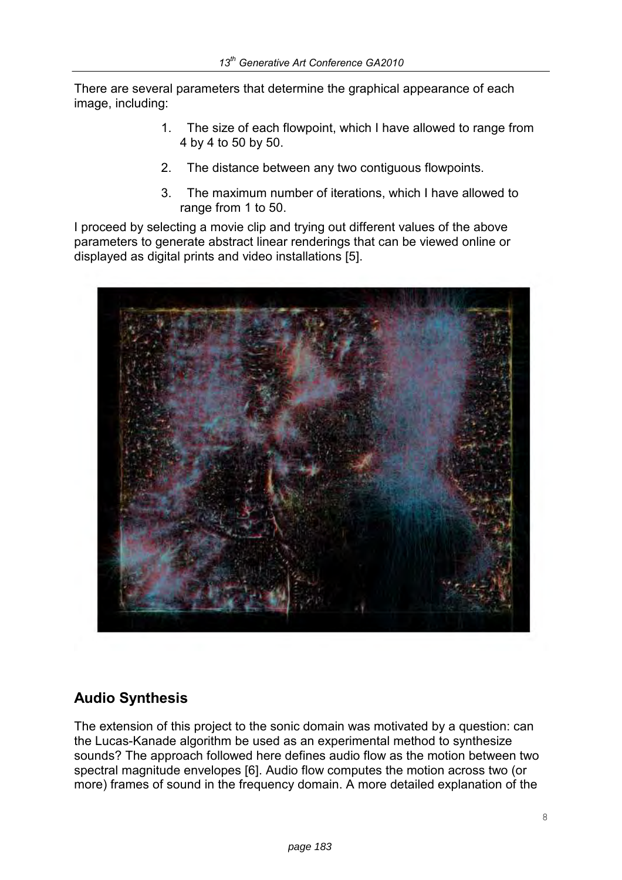There are several parameters that determine the graphical appearance of each image, including:

1. The size of each flowpoint, which I have allowed to range from 4 by 4 to 50 by 50.
2. The distance between any two contiguous flowpoints.
3. The maximum number of iterations, which I have allowed to range from 1 to 50.

I proceed by selecting a movie clip and trying out different values of the above parameters to generate abstract linear renderings that can be viewed online or displayed as digital prints and video installations [5].

## Audio Synthesis

The extension of this project to the sonic domain was motivated by a question: can the Lucas-Kanade algorithm be used as an experimental method to synthesize sounds? The approach followed here defines audio flow as the motion between two spectral magnitude envelopes [6]. Audio flow computes the motion across two (or more) frames of sound in the frequency domain. A more detailed explanation of the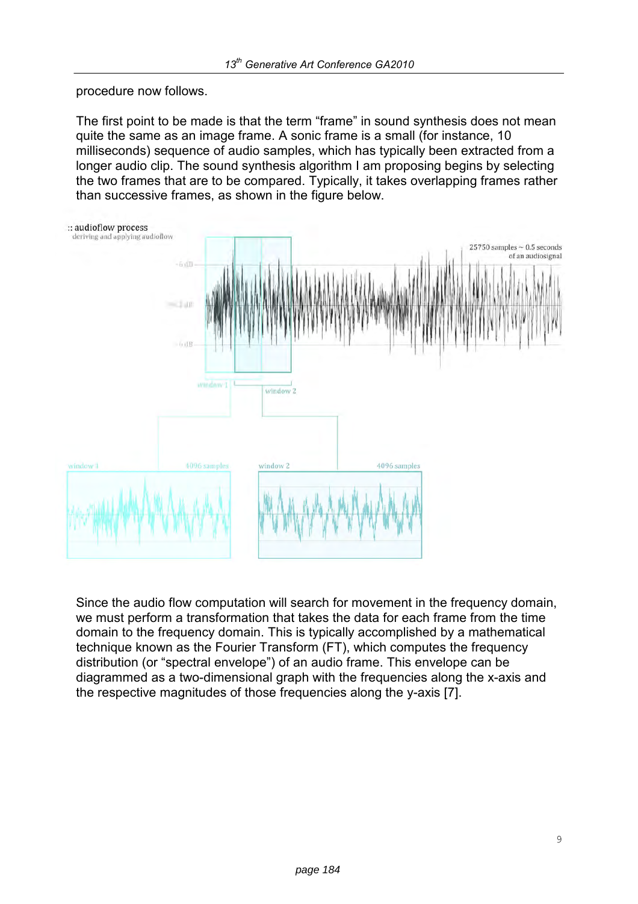procedure now follows.

The first point to be made is that the term “frame” in sound synthesis does not mean quite the same as an image frame. A sonic frame is a small (for instance, 10 milliseconds) sequence of audio samples, which has typically been extracted from a longer audio clip. The sound synthesis algorithm I am proposing begins by selecting the two frames that are to be compared. Typically, it takes overlapping frames rather than successive frames, as shown in the figure below.

Since the audio flow computation will search for movement in the frequency domain, we must perform a transformation that takes the data for each frame from the time domain to the frequency domain. This is typically accomplished by a mathematical technique known as the Fourier Transform (FT), which computes the frequency distribution (or “spectral envelope”) of an audio frame. This envelope can be diagrammed as a two-dimensional graph with the frequencies along the x-axis and the respective magnitudes of those frequencies along the y-axis [7].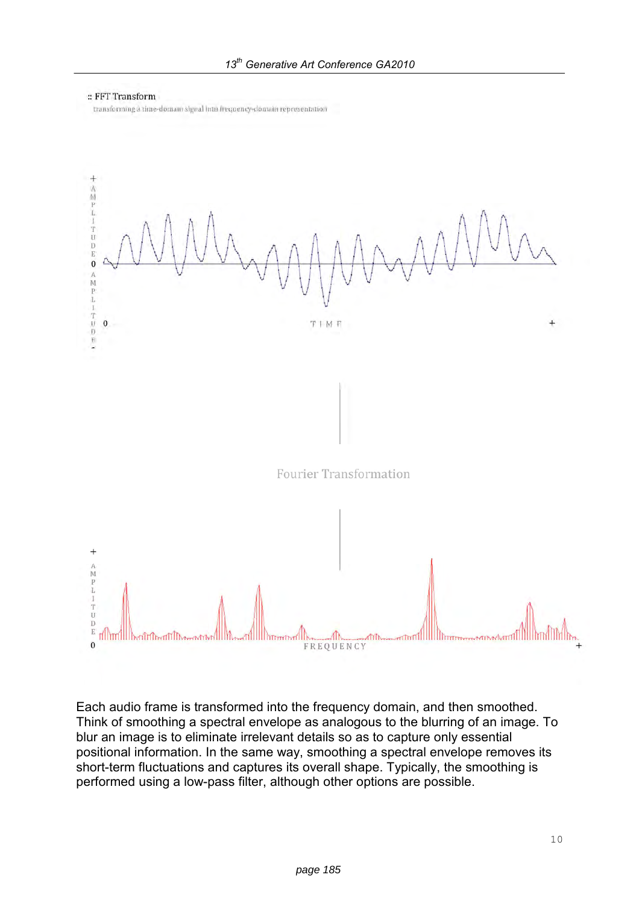:: FFT Transform

transforming a time-domain signal into frequency-domain representation

Fourier Transformation

Each audio frame is transformed into the frequency domain, and then smoothed. Think of smoothing a spectral envelope as analogous to the blurring of an image. To blur an image is to eliminate irrelevant details so as to capture only essential positional information. In the same way, smoothing a spectral envelope removes its short-term fluctuations and captures its overall shape. Typically, the smoothing is performed using a low-pass filter, although other options are possible.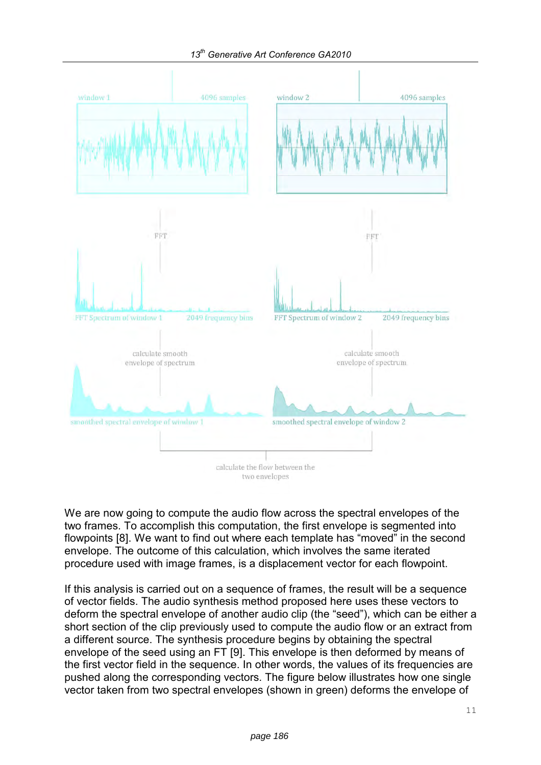window 1 4096 samples

window 2 4096 samples

FFT

FFT

FFT Spectrum of window 1 2049 frequency bins

FFT Spectrum of window 2 2049 frequency bins

calculate smooth envelope of spectrum

calculate smooth envelope of spectrum

smoothed spectral envelope of window 1

smoothed spectral envelope of window 2

calculate the flow between the two envelopes

We are now going to compute the audio flow across the spectral envelopes of the two frames. To accomplish this computation, the first envelope is segmented into flowpoints [8]. We want to find out where each template has "moved" in the second envelope. The outcome of this calculation, which involves the same iterated procedure used with image frames, is a displacement vector for each flowpoint.

If this analysis is carried out on a sequence of frames, the result will be a sequence of vector fields. The audio synthesis method proposed here uses these vectors to deform the spectral envelope of another audio clip (the "seed"), which can be either a short section of the clip previously used to compute the audio flow or an extract from a different source. The synthesis procedure begins by obtaining the spectral envelope of the seed using an FT [9]. This envelope is then deformed by means of the first vector field in the sequence. In other words, the values of its frequencies are pushed along the corresponding vectors. The figure below illustrates how one single vector taken from two spectral envelopes (shown in green) deforms the envelope of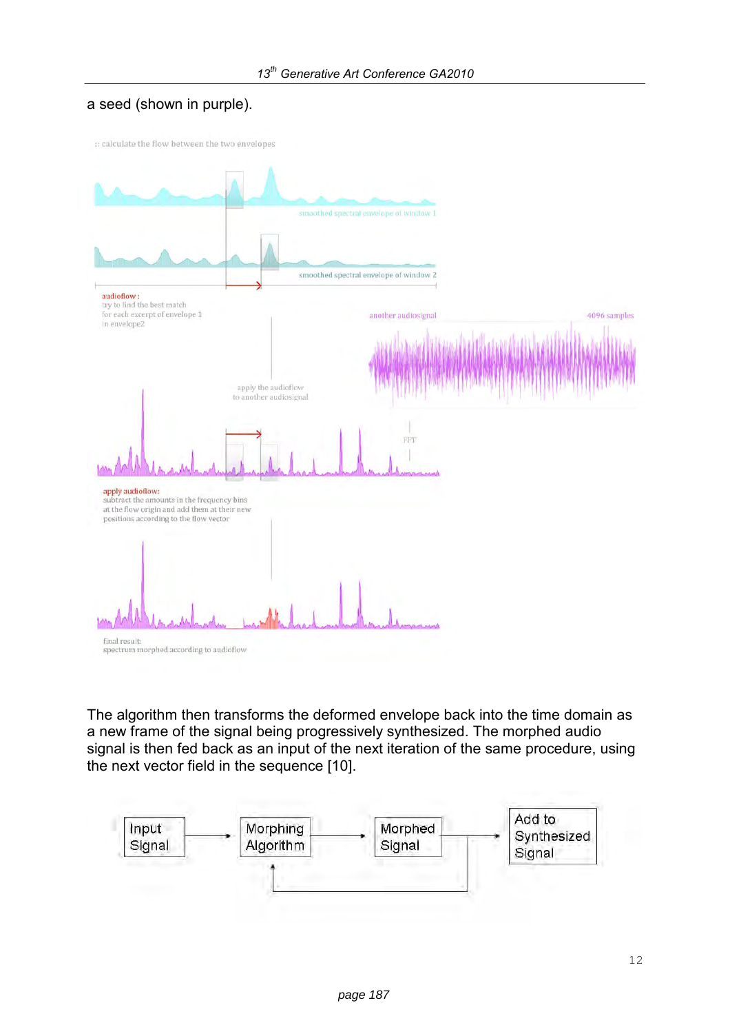a seed (shown in purple).

The algorithm then transforms the deformed envelope back into the time domain as a new frame of the signal being progressively synthesized. The morphed audio signal is then fed back as an input of the next iteration of the same procedure, using the next vector field in the sequence [10].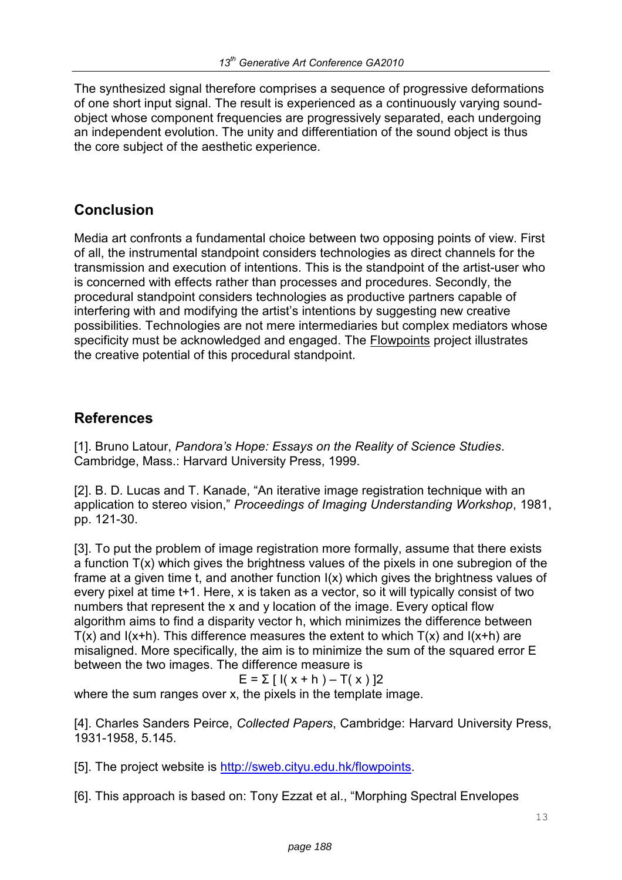The synthesized signal therefore comprises a sequence of progressive deformations of one short input signal. The result is experienced as a continuously varying sound-object whose component frequencies are progressively separated, each undergoing an independent evolution. The unity and differentiation of the sound object is thus the core subject of the aesthetic experience.

## Conclusion

Media art confronts a fundamental choice between two opposing points of view. First of all, the instrumental standpoint considers technologies as direct channels for the transmission and execution of intentions. This is the standpoint of the artist-user who is concerned with effects rather than processes and procedures. Secondly, the procedural standpoint considers technologies as productive partners capable of interfering with and modifying the artist's intentions by suggesting new creative possibilities. Technologies are not mere intermediaries but complex mediators whose specificity must be acknowledged and engaged. The Flowpoints project illustrates the creative potential of this procedural standpoint.

## References

[1]. Bruno Latour, *Pandora's Hope: Essays on the Reality of Science Studies*. Cambridge, Mass.: Harvard University Press, 1999.

[2]. B. D. Lucas and T. Kanade, "An iterative image registration technique with an application to stereo vision," *Proceedings of Imaging Understanding Workshop*, 1981, pp. 121-30.

[3]. To put the problem of image registration more formally, assume that there exists a function $T(x)$ which gives the brightness values of the pixels in one subregion of the frame at a given time t, and another function $I(x)$ which gives the brightness values of every pixel at time t+1. Here, x is taken as a vector, so it will typically consist of two numbers that represent the x and y location of the image. Every optical flow algorithm aims to find a disparity vector h, which minimizes the difference between $T(x)$ and $I(x+h)$. This difference measures the extent to which $T(x)$ and $I(x+h)$ are misaligned. More specifically, the aim is to minimize the sum of the squared error E between the two images. The difference measure is

$$E = \Sigma [ I( x + h ) - T( x ) ]^2$$

where the sum ranges over x, the pixels in the template image.

[4]. Charles Sanders Peirce, *Collected Papers*, Cambridge: Harvard University Press, 1931-1958, 5.145.

[5]. The project website is http://sweb.cityu.edu.hk/flowpoints.

[6]. This approach is based on: Tony Ezzat et al., "Morphing Spectral Envelopes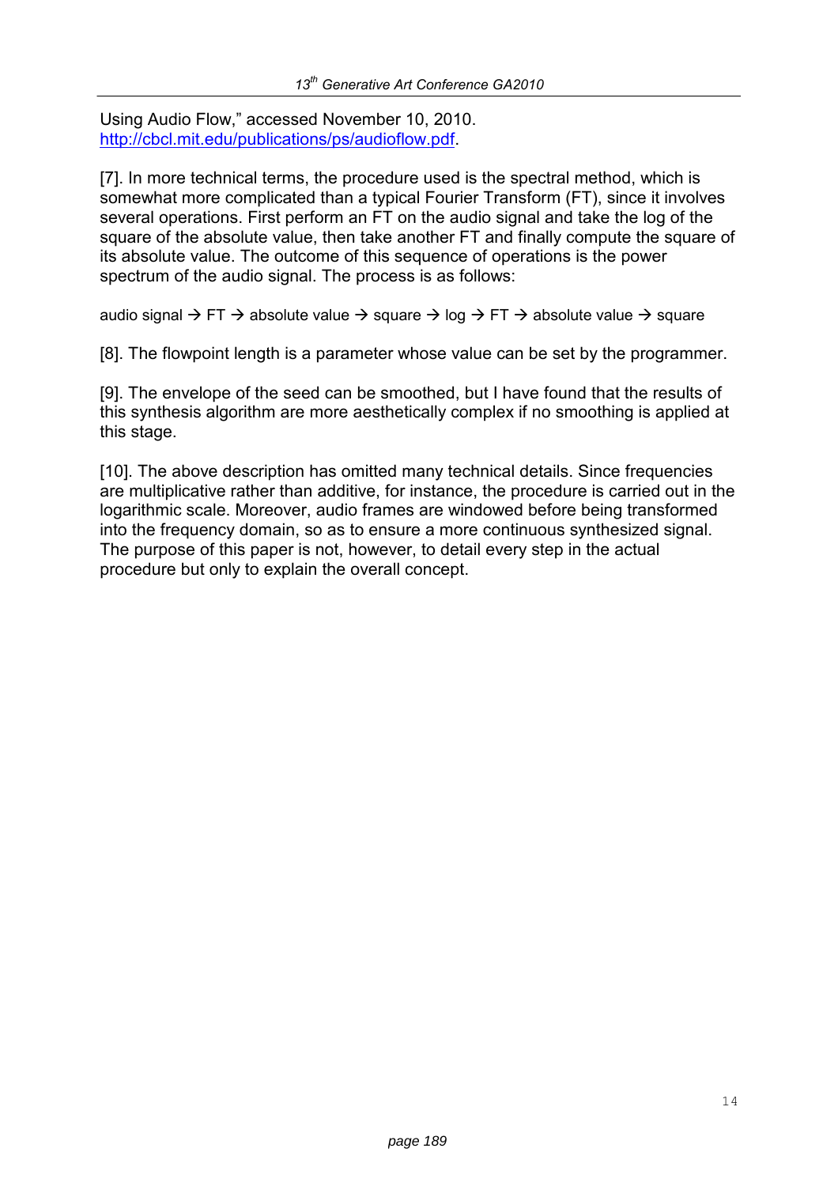Using Audio Flow," accessed November 10, 2010. http://cbcl.mit.edu/publications/ps/audioflow.pdf.

[7]. In more technical terms, the procedure used is the spectral method, which is somewhat more complicated than a typical Fourier Transform (FT), since it involves several operations. First perform an FT on the audio signal and take the log of the square of the absolute value, then take another FT and finally compute the square of its absolute value. The outcome of this sequence of operations is the power spectrum of the audio signal. The process is as follows:

audio signal → FT → absolute value → square → log → FT → absolute value → square

[8]. The flowpoint length is a parameter whose value can be set by the programmer.

[9]. The envelope of the seed can be smoothed, but I have found that the results of this synthesis algorithm are more aesthetically complex if no smoothing is applied at this stage.

[10]. The above description has omitted many technical details. Since frequencies are multiplicative rather than additive, for instance, the procedure is carried out in the logarithmic scale. Moreover, audio frames are windowed before being transformed into the frequency domain, so as to ensure a more continuous synthesized signal. The purpose of this paper is not, however, to detail every step in the actual procedure but only to explain the overall concept.